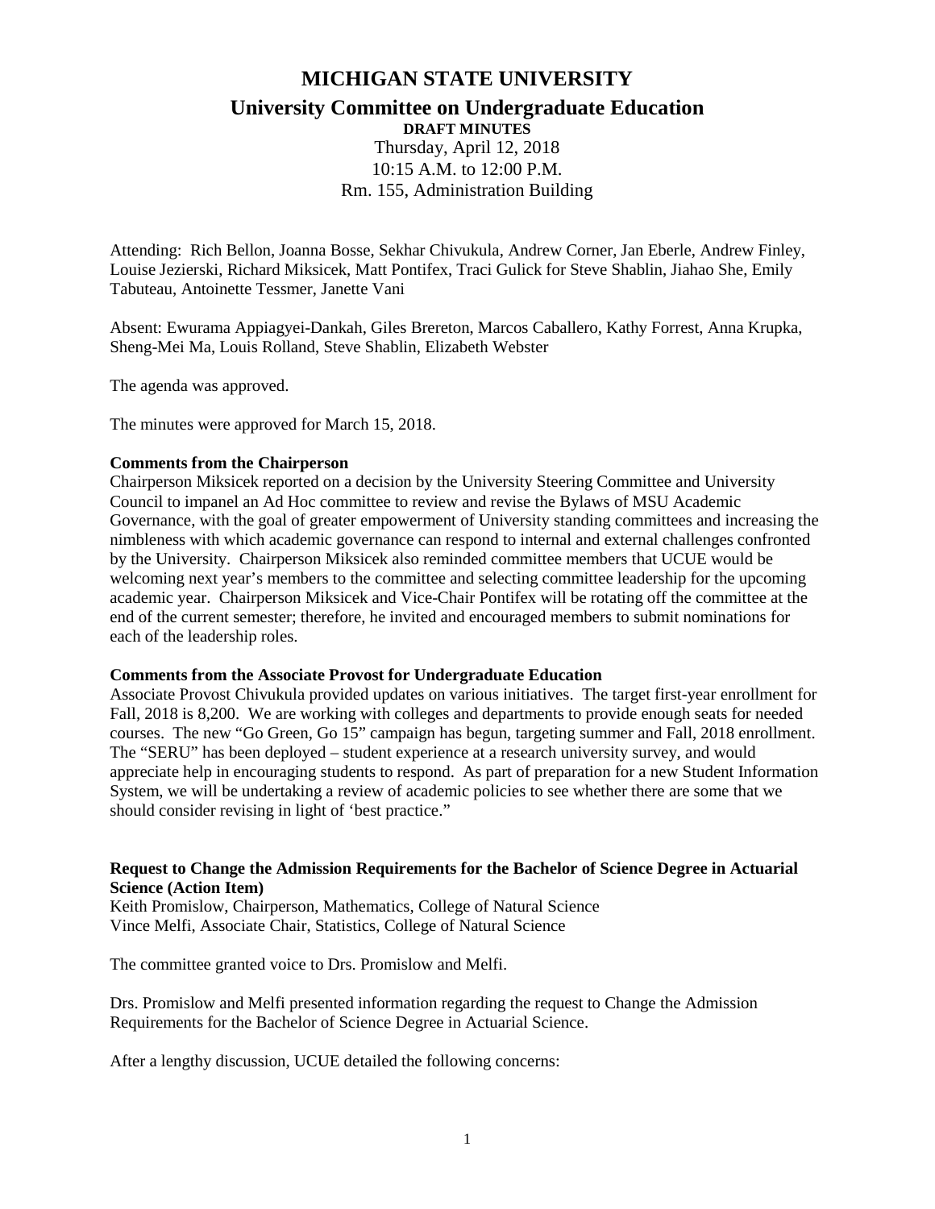# MICHIGAN STATE UNIVERSITY

## University Committee on Undergraduate Education

**DRAFT MINUTES**

Thursday, April 12, 2018
10:15 A.M. to 12:00 P.M.
Rm. 155, Administration Building

Attending: Rich Bellon, Joanna Bosse, Sekhar Chivukula, Andrew Corner, Jan Eberle, Andrew Finley, Louise Jezierski, Richard Miksicek, Matt Pontifex, Traci Gulick for Steve Shablin, Jiahao She, Emily Tabuteau, Antoinette Tessmer, Janette Vani

Absent: Ewurama Appiagyei-Dankah, Giles Brereton, Marcos Caballero, Kathy Forrest, Anna Krupka, Sheng-Mei Ma, Louis Rolland, Steve Shablin, Elizabeth Webster

The agenda was approved.

The minutes were approved for March 15, 2018.

**Comments from the Chairperson**

Chairperson Miksicek reported on a decision by the University Steering Committee and University Council to impanel an Ad Hoc committee to review and revise the Bylaws of MSU Academic Governance, with the goal of greater empowerment of University standing committees and increasing the nimbleness with which academic governance can respond to internal and external challenges confronted by the University. Chairperson Miksicek also reminded committee members that UCUE would be welcoming next year's members to the committee and selecting committee leadership for the upcoming academic year. Chairperson Miksicek and Vice-Chair Pontifex will be rotating off the committee at the end of the current semester; therefore, he invited and encouraged members to submit nominations for each of the leadership roles.

**Comments from the Associate Provost for Undergraduate Education**

Associate Provost Chivukula provided updates on various initiatives. The target first-year enrollment for Fall, 2018 is 8,200. We are working with colleges and departments to provide enough seats for needed courses. The new "Go Green, Go 15" campaign has begun, targeting summer and Fall, 2018 enrollment. The "SERU" has been deployed – student experience at a research university survey, and would appreciate help in encouraging students to respond. As part of preparation for a new Student Information System, we will be undertaking a review of academic policies to see whether there are some that we should consider revising in light of 'best practice."

**Request to Change the Admission Requirements for the Bachelor of Science Degree in Actuarial Science (Action Item)**

Keith Promislow, Chairperson, Mathematics, College of Natural Science
Vince Melfi, Associate Chair, Statistics, College of Natural Science

The committee granted voice to Drs. Promislow and Melfi.

Drs. Promislow and Melfi presented information regarding the request to Change the Admission Requirements for the Bachelor of Science Degree in Actuarial Science.

After a lengthy discussion, UCUE detailed the following concerns: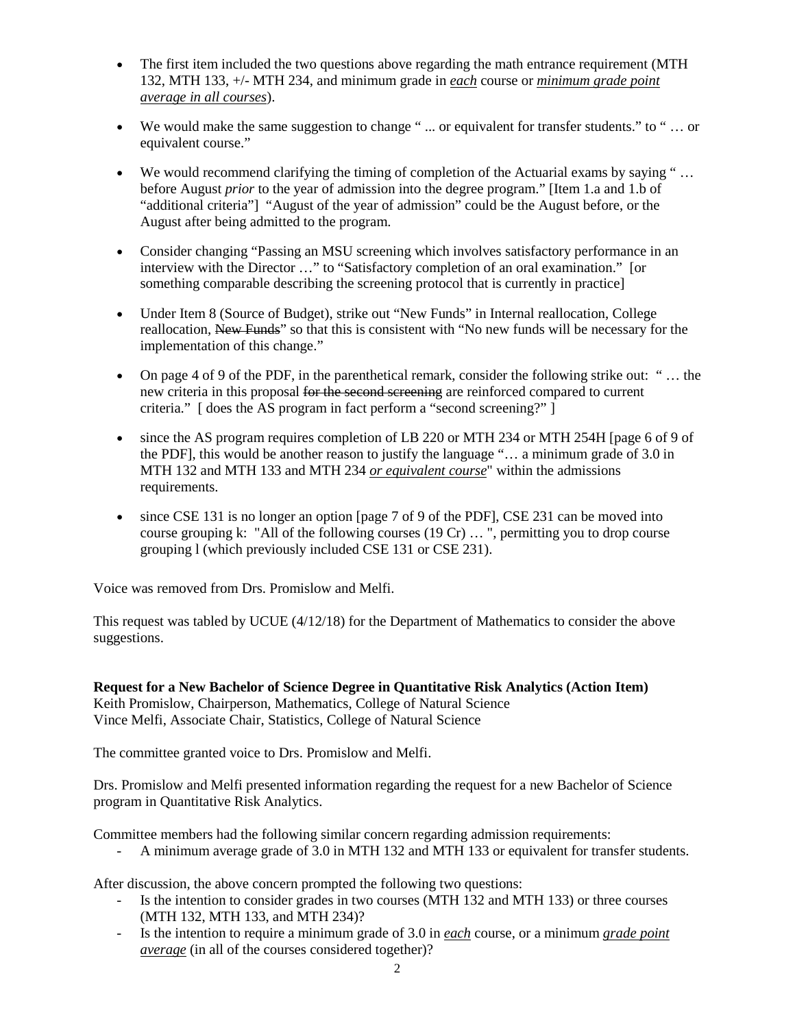- The first item included the two questions above regarding the math entrance requirement (MTH 132, MTH 133, +/- MTH 234, and minimum grade in *each* course or *minimum grade point average in all courses*).

- We would make the same suggestion to change " ... or equivalent for transfer students." to " … or equivalent course."

- We would recommend clarifying the timing of completion of the Actuarial exams by saying " … before August *prior* to the year of admission into the degree program." [Item 1.a and 1.b of "additional criteria"] "August of the year of admission" could be the August before, or the August after being admitted to the program.

- Consider changing "Passing an MSU screening which involves satisfactory performance in an interview with the Director …" to "Satisfactory completion of an oral examination." [or something comparable describing the screening protocol that is currently in practice]

- Under Item 8 (Source of Budget), strike out "New Funds" in Internal reallocation, College reallocation, ~~New Funds~~" so that this is consistent with "No new funds will be necessary for the implementation of this change."

- On page 4 of 9 of the PDF, in the parenthetical remark, consider the following strike out: " … the new criteria in this proposal ~~for the second screening~~ are reinforced compared to current criteria." [ does the AS program in fact perform a "second screening?" ]

- since the AS program requires completion of LB 220 or MTH 234 or MTH 254H [page 6 of 9 of the PDF], this would be another reason to justify the language "… a minimum grade of 3.0 in MTH 132 and MTH 133 and MTH 234 *or equivalent course*" within the admissions requirements.

- since CSE 131 is no longer an option [page 7 of 9 of the PDF], CSE 231 can be moved into course grouping k: "All of the following courses (19 Cr) … ", permitting you to drop course grouping l (which previously included CSE 131 or CSE 231).

Voice was removed from Drs. Promislow and Melfi.

This request was tabled by UCUE (4/12/18) for the Department of Mathematics to consider the above suggestions.

**Request for a New Bachelor of Science Degree in Quantitative Risk Analytics (Action Item)**
Keith Promislow, Chairperson, Mathematics, College of Natural Science
Vince Melfi, Associate Chair, Statistics, College of Natural Science

The committee granted voice to Drs. Promislow and Melfi.

Drs. Promislow and Melfi presented information regarding the request for a new Bachelor of Science program in Quantitative Risk Analytics.

Committee members had the following similar concern regarding admission requirements:

- A minimum average grade of 3.0 in MTH 132 and MTH 133 or equivalent for transfer students.

After discussion, the above concern prompted the following two questions:

- Is the intention to consider grades in two courses (MTH 132 and MTH 133) or three courses (MTH 132, MTH 133, and MTH 234)?
- Is the intention to require a minimum grade of 3.0 in *each* course, or a minimum *grade point average* (in all of the courses considered together)?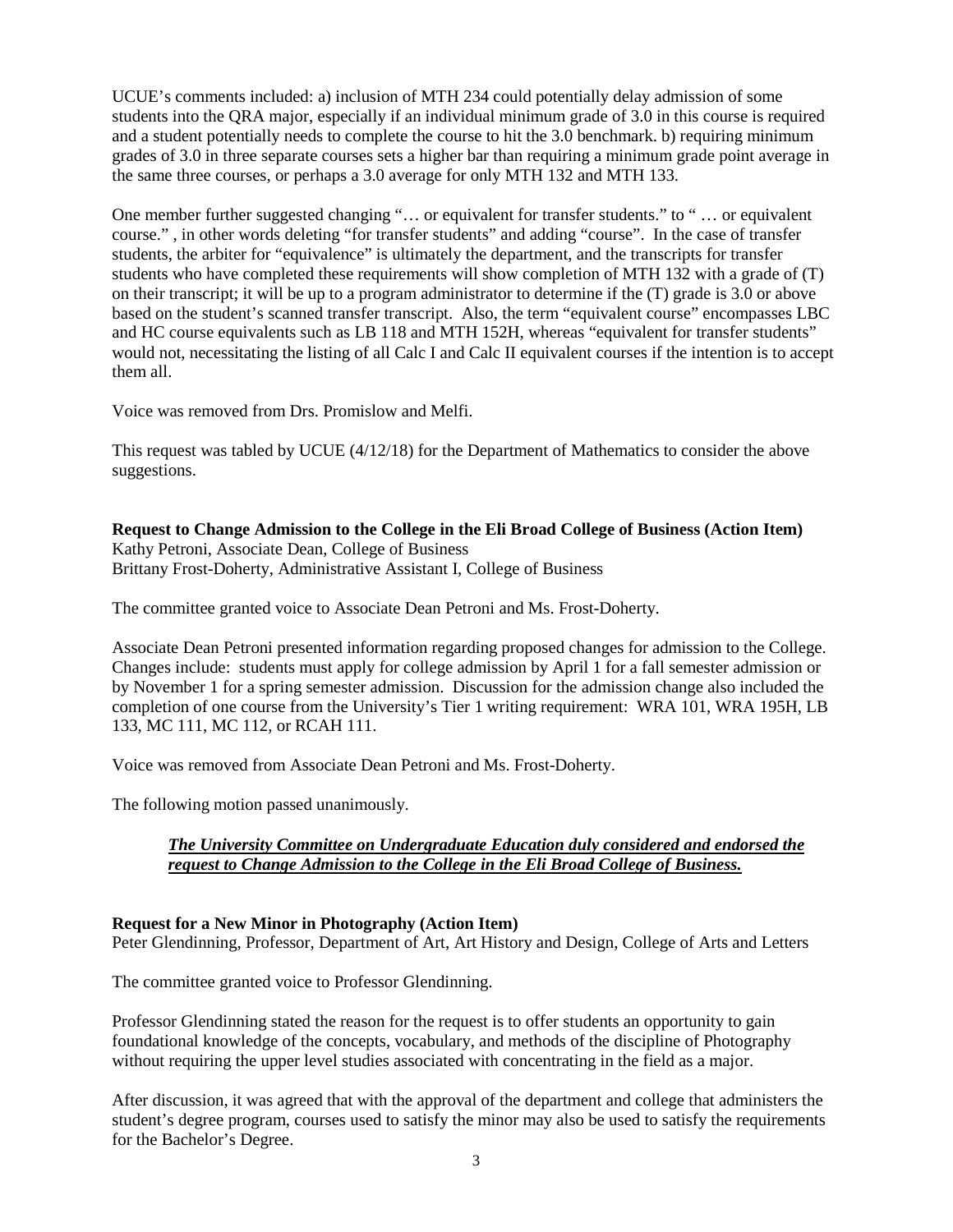UCUE's comments included: a) inclusion of MTH 234 could potentially delay admission of some students into the QRA major, especially if an individual minimum grade of 3.0 in this course is required and a student potentially needs to complete the course to hit the 3.0 benchmark. b) requiring minimum grades of 3.0 in three separate courses sets a higher bar than requiring a minimum grade point average in the same three courses, or perhaps a 3.0 average for only MTH 132 and MTH 133.

One member further suggested changing "… or equivalent for transfer students." to " … or equivalent course." , in other words deleting "for transfer students" and adding "course". In the case of transfer students, the arbiter for "equivalence" is ultimately the department, and the transcripts for transfer students who have completed these requirements will show completion of MTH 132 with a grade of (T) on their transcript; it will be up to a program administrator to determine if the (T) grade is 3.0 or above based on the student's scanned transfer transcript. Also, the term "equivalent course" encompasses LBC and HC course equivalents such as LB 118 and MTH 152H, whereas "equivalent for transfer students" would not, necessitating the listing of all Calc I and Calc II equivalent courses if the intention is to accept them all.

Voice was removed from Drs. Promislow and Melfi.

This request was tabled by UCUE (4/12/18) for the Department of Mathematics to consider the above suggestions.

**Request to Change Admission to the College in the Eli Broad College of Business (Action Item)**
Kathy Petroni, Associate Dean, College of Business
Brittany Frost-Doherty, Administrative Assistant I, College of Business

The committee granted voice to Associate Dean Petroni and Ms. Frost-Doherty.

Associate Dean Petroni presented information regarding proposed changes for admission to the College. Changes include: students must apply for college admission by April 1 for a fall semester admission or by November 1 for a spring semester admission. Discussion for the admission change also included the completion of one course from the University's Tier 1 writing requirement: WRA 101, WRA 195H, LB 133, MC 111, MC 112, or RCAH 111.

Voice was removed from Associate Dean Petroni and Ms. Frost-Doherty.

The following motion passed unanimously.

> ***The University Committee on Undergraduate Education duly considered and endorsed the request to Change Admission to the College in the Eli Broad College of Business.***

**Request for a New Minor in Photography (Action Item)**
Peter Glendinning, Professor, Department of Art, Art History and Design, College of Arts and Letters

The committee granted voice to Professor Glendinning.

Professor Glendinning stated the reason for the request is to offer students an opportunity to gain foundational knowledge of the concepts, vocabulary, and methods of the discipline of Photography without requiring the upper level studies associated with concentrating in the field as a major.

After discussion, it was agreed that with the approval of the department and college that administers the student's degree program, courses used to satisfy the minor may also be used to satisfy the requirements for the Bachelor's Degree.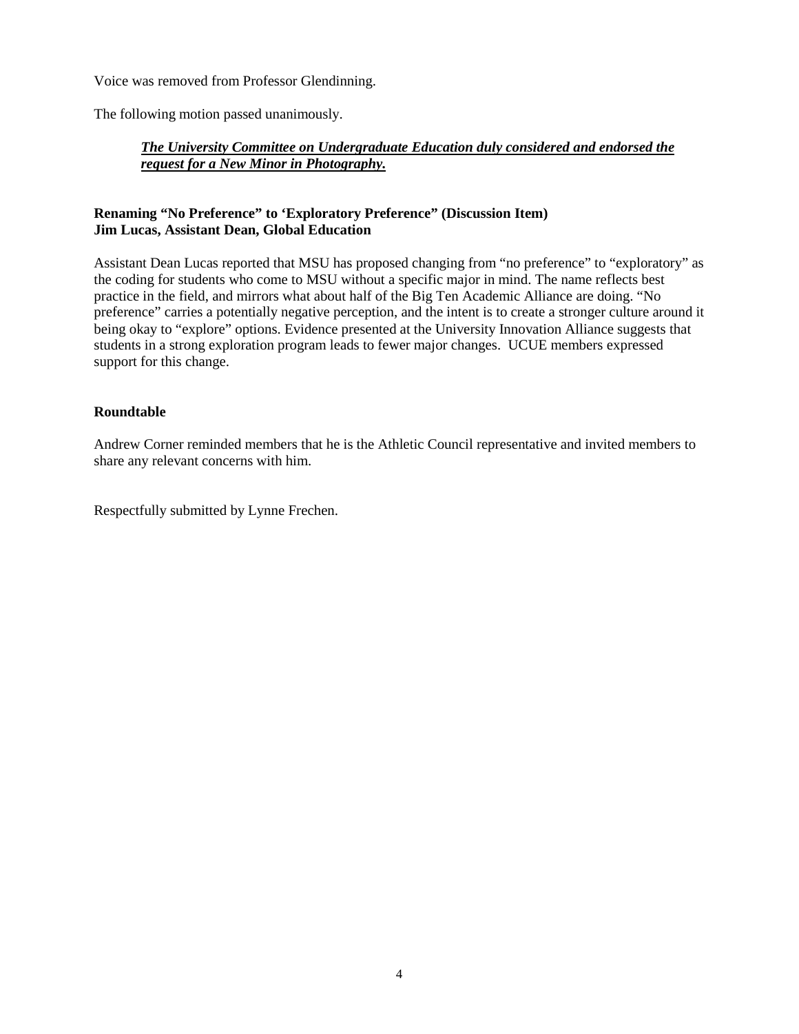Voice was removed from Professor Glendinning.

The following motion passed unanimously.

> ***The University Committee on Undergraduate Education duly considered and endorsed the request for a New Minor in Photography.***

**Renaming "No Preference" to 'Exploratory Preference" (Discussion Item)**
**Jim Lucas, Assistant Dean, Global Education**

Assistant Dean Lucas reported that MSU has proposed changing from "no preference" to "exploratory" as the coding for students who come to MSU without a specific major in mind. The name reflects best practice in the field, and mirrors what about half of the Big Ten Academic Alliance are doing. "No preference" carries a potentially negative perception, and the intent is to create a stronger culture around it being okay to "explore" options. Evidence presented at the University Innovation Alliance suggests that students in a strong exploration program leads to fewer major changes. UCUE members expressed support for this change.

**Roundtable**

Andrew Corner reminded members that he is the Athletic Council representative and invited members to share any relevant concerns with him.

Respectfully submitted by Lynne Frechen.